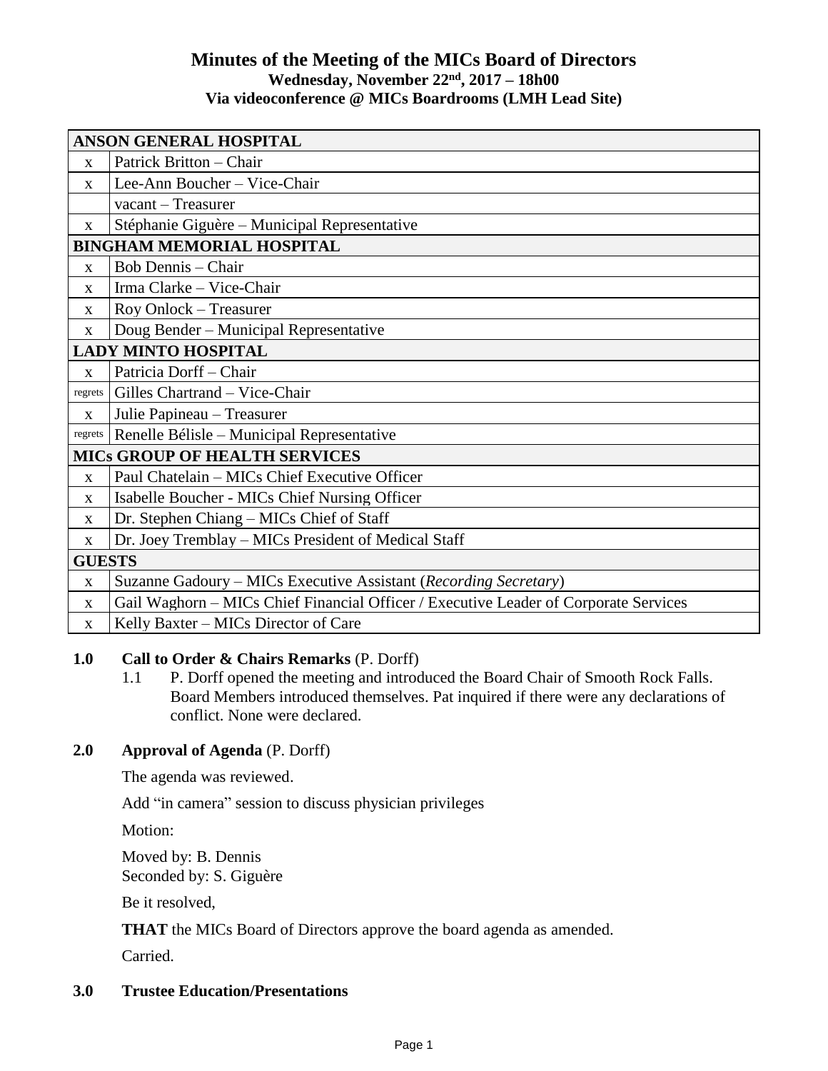# Minutes of the Meeting of the MICs Board of Directors

**Wednesday, November 22nd, 2017 – 18h00**

**Via videoconference @ MICs Boardrooms (LMH Lead Site)**

| **ANSON GENERAL HOSPITAL** | |
|---|---|
| x | Patrick Britton – Chair |
| x | Lee-Ann Boucher – Vice-Chair |
| | vacant – Treasurer |
| x | Stéphanie Giguère – Municipal Representative |
| **BINGHAM MEMORIAL HOSPITAL** | |
| x | Bob Dennis – Chair |
| x | Irma Clarke – Vice-Chair |
| x | Roy Onlock – Treasurer |
| x | Doug Bender – Municipal Representative |
| **LADY MINTO HOSPITAL** | |
| x | Patricia Dorff – Chair |
| regrets | Gilles Chartrand – Vice-Chair |
| x | Julie Papineau – Treasurer |
| regrets | Renelle Bélisle – Municipal Representative |
| **MICs GROUP OF HEALTH SERVICES** | |
| x | Paul Chatelain – MICs Chief Executive Officer |
| x | Isabelle Boucher - MICs Chief Nursing Officer |
| x | Dr. Stephen Chiang – MICs Chief of Staff |
| x | Dr. Joey Tremblay – MICs President of Medical Staff |
| **GUESTS** | |
| x | Suzanne Gadoury – MICs Executive Assistant (*Recording Secretary*) |
| x | Gail Waghorn – MICs Chief Financial Officer / Executive Leader of Corporate Services |
| x | Kelly Baxter – MICs Director of Care |

## 1.0 Call to Order & Chairs Remarks (P. Dorff)

1.1 P. Dorff opened the meeting and introduced the Board Chair of Smooth Rock Falls. Board Members introduced themselves. Pat inquired if there were any declarations of conflict. None were declared.

## 2.0 Approval of Agenda (P. Dorff)

The agenda was reviewed.

Add "in camera" session to discuss physician privileges

Motion:

Moved by: B. Dennis
Seconded by: S. Giguère

Be it resolved,

**THAT** the MICs Board of Directors approve the board agenda as amended.

Carried.

## 3.0 Trustee Education/Presentations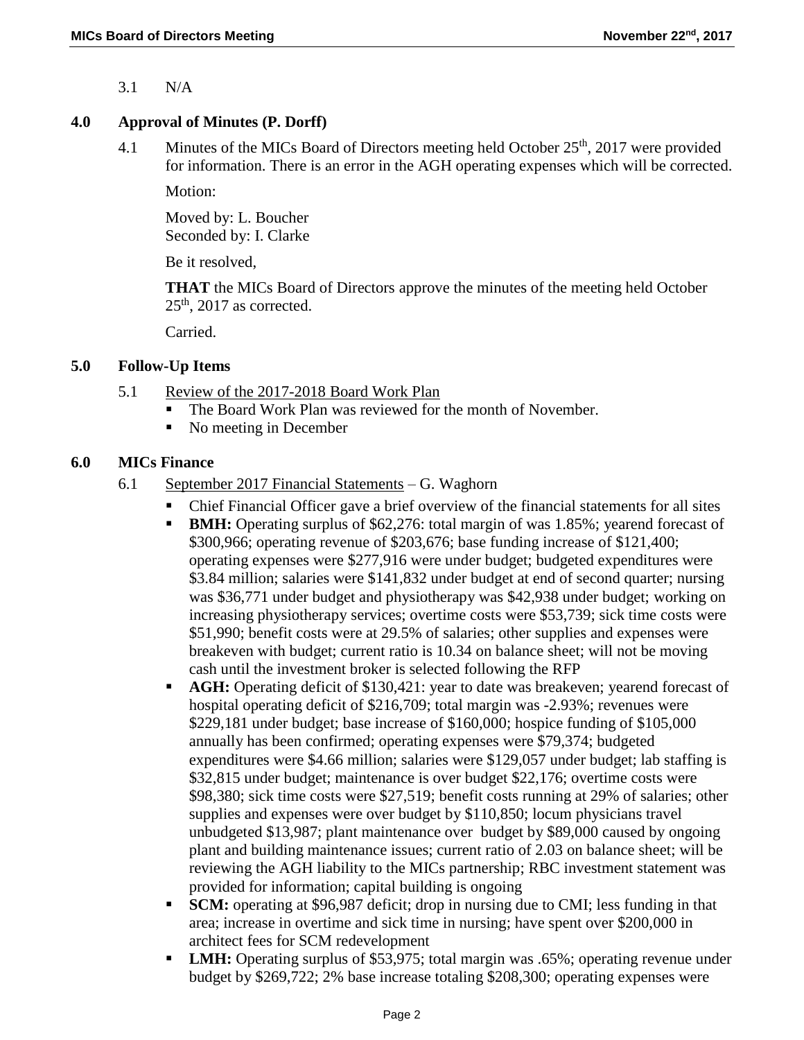3.1 N/A

## 4.0 Approval of Minutes (P. Dorff)

4.1 Minutes of the MICs Board of Directors meeting held October 25th, 2017 were provided for information. There is an error in the AGH operating expenses which will be corrected.

Motion:

Moved by: L. Boucher
Seconded by: I. Clarke

Be it resolved,

**THAT** the MICs Board of Directors approve the minutes of the meeting held October 25th, 2017 as corrected.

Carried.

## 5.0 Follow-Up Items

5.1 Review of the 2017-2018 Board Work Plan

- The Board Work Plan was reviewed for the month of November.
- No meeting in December

## 6.0 MICs Finance

6.1 September 2017 Financial Statements – G. Waghorn

- Chief Financial Officer gave a brief overview of the financial statements for all sites
- **BMH:** Operating surplus of $62,276: total margin of was 1.85%; yearend forecast of $300,966; operating revenue of $203,676; base funding increase of $121,400; operating expenses were $277,916 were under budget; budgeted expenditures were $3.84 million; salaries were $141,832 under budget at end of second quarter; nursing was $36,771 under budget and physiotherapy was $42,938 under budget; working on increasing physiotherapy services; overtime costs were $53,739; sick time costs were $51,990; benefit costs were at 29.5% of salaries; other supplies and expenses were breakeven with budget; current ratio is 10.34 on balance sheet; will not be moving cash until the investment broker is selected following the RFP
- **AGH:** Operating deficit of $130,421: year to date was breakeven; yearend forecast of hospital operating deficit of $216,709; total margin was -2.93%; revenues were $229,181 under budget; base increase of $160,000; hospice funding of $105,000 annually has been confirmed; operating expenses were $79,374; budgeted expenditures were $4.66 million; salaries were $129,057 under budget; lab staffing is $32,815 under budget; maintenance is over budget $22,176; overtime costs were $98,380; sick time costs were $27,519; benefit costs running at 29% of salaries; other supplies and expenses were over budget by $110,850; locum physicians travel unbudgeted $13,987; plant maintenance over budget by $89,000 caused by ongoing plant and building maintenance issues; current ratio of 2.03 on balance sheet; will be reviewing the AGH liability to the MICs partnership; RBC investment statement was provided for information; capital building is ongoing
- **SCM:** operating at $96,987 deficit; drop in nursing due to CMI; less funding in that area; increase in overtime and sick time in nursing; have spent over $200,000 in architect fees for SCM redevelopment
- **LMH:** Operating surplus of $53,975; total margin was .65%; operating revenue under budget by $269,722; 2% base increase totaling $208,300; operating expenses were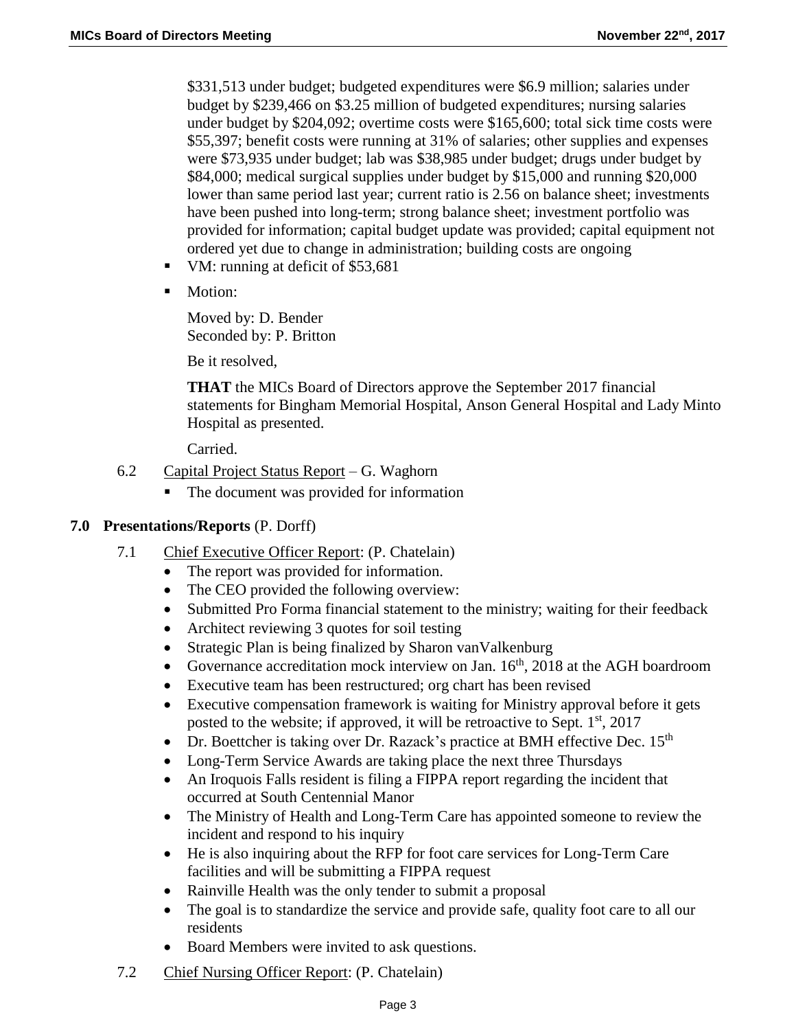$331,513 under budget; budgeted expenditures were $6.9 million; salaries under budget by $239,466 on $3.25 million of budgeted expenditures; nursing salaries under budget by $204,092; overtime costs were $165,600; total sick time costs were $55,397; benefit costs were running at 31% of salaries; other supplies and expenses were $73,935 under budget; lab was $38,985 under budget; drugs under budget by $84,000; medical surgical supplies under budget by $15,000 and running $20,000 lower than same period last year; current ratio is 2.56 on balance sheet; investments have been pushed into long-term; strong balance sheet; investment portfolio was provided for information; capital budget update was provided; capital equipment not ordered yet due to change in administration; building costs are ongoing

- VM: running at deficit of $53,681
- Motion:

  Moved by: D. Bender
  Seconded by: P. Britton

  Be it resolved,

  **THAT** the MICs Board of Directors approve the September 2017 financial statements for Bingham Memorial Hospital, Anson General Hospital and Lady Minto Hospital as presented.

  Carried.

6.2 Capital Project Status Report – G. Waghorn

- The document was provided for information

## 7.0 Presentations/Reports (P. Dorff)

7.1 Chief Executive Officer Report: (P. Chatelain)

- The report was provided for information.
- The CEO provided the following overview:
- Submitted Pro Forma financial statement to the ministry; waiting for their feedback
- Architect reviewing 3 quotes for soil testing
- Strategic Plan is being finalized by Sharon vanValkenburg
- Governance accreditation mock interview on Jan. 16th, 2018 at the AGH boardroom
- Executive team has been restructured; org chart has been revised
- Executive compensation framework is waiting for Ministry approval before it gets posted to the website; if approved, it will be retroactive to Sept. 1st, 2017
- Dr. Boettcher is taking over Dr. Razack's practice at BMH effective Dec. 15th
- Long-Term Service Awards are taking place the next three Thursdays
- An Iroquois Falls resident is filing a FIPPA report regarding the incident that occurred at South Centennial Manor
- The Ministry of Health and Long-Term Care has appointed someone to review the incident and respond to his inquiry
- He is also inquiring about the RFP for foot care services for Long-Term Care facilities and will be submitting a FIPPA request
- Rainville Health was the only tender to submit a proposal
- The goal is to standardize the service and provide safe, quality foot care to all our residents
- Board Members were invited to ask questions.

7.2 Chief Nursing Officer Report: (P. Chatelain)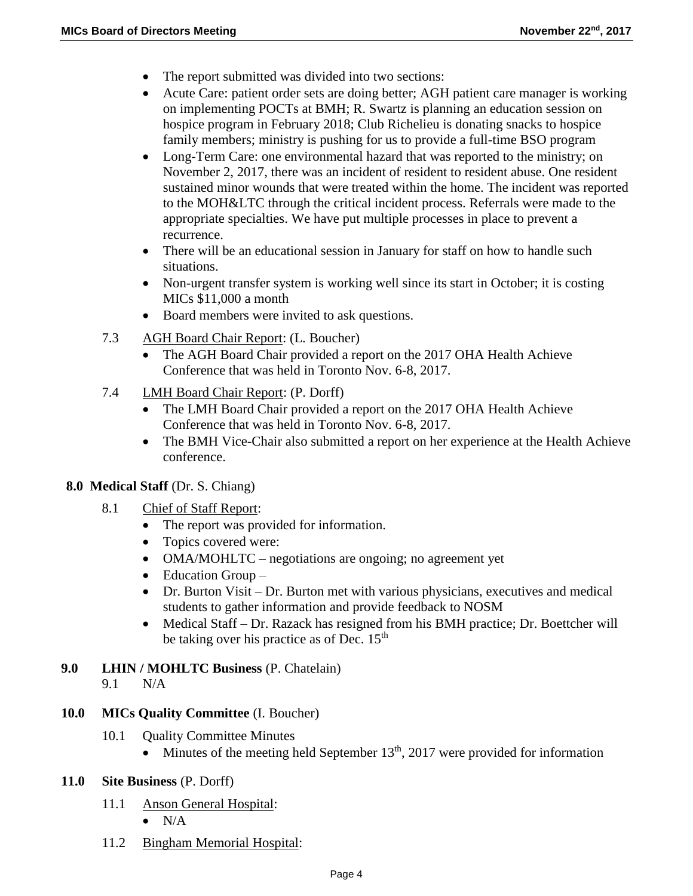- The report submitted was divided into two sections:
- Acute Care: patient order sets are doing better; AGH patient care manager is working on implementing POCTs at BMH; R. Swartz is planning an education session on hospice program in February 2018; Club Richelieu is donating snacks to hospice family members; ministry is pushing for us to provide a full-time BSO program
- Long-Term Care: one environmental hazard that was reported to the ministry; on November 2, 2017, there was an incident of resident to resident abuse. One resident sustained minor wounds that were treated within the home. The incident was reported to the MOH&LTC through the critical incident process. Referrals were made to the appropriate specialties. We have put multiple processes in place to prevent a recurrence.
- There will be an educational session in January for staff on how to handle such situations.
- Non-urgent transfer system is working well since its start in October; it is costing MICs $11,000 a month
- Board members were invited to ask questions.

7.3 AGH Board Chair Report: (L. Boucher)
- The AGH Board Chair provided a report on the 2017 OHA Health Achieve Conference that was held in Toronto Nov. 6-8, 2017.

7.4 LMH Board Chair Report: (P. Dorff)
- The LMH Board Chair provided a report on the 2017 OHA Health Achieve Conference that was held in Toronto Nov. 6-8, 2017.
- The BMH Vice-Chair also submitted a report on her experience at the Health Achieve conference.

**8.0 Medical Staff** (Dr. S. Chiang)

8.1 Chief of Staff Report:
- The report was provided for information.
- Topics covered were:
- OMA/MOHLTC – negotiations are ongoing; no agreement yet
- Education Group –
- Dr. Burton Visit – Dr. Burton met with various physicians, executives and medical students to gather information and provide feedback to NOSM
- Medical Staff – Dr. Razack has resigned from his BMH practice; Dr. Boettcher will be taking over his practice as of Dec. 15th

**9.0 LHIN / MOHLTC Business** (P. Chatelain)

9.1 N/A

**10.0 MICs Quality Committee** (I. Boucher)

10.1 Quality Committee Minutes
- Minutes of the meeting held September 13th, 2017 were provided for information

**11.0 Site Business** (P. Dorff)

11.1 Anson General Hospital:
- N/A

11.2 Bingham Memorial Hospital: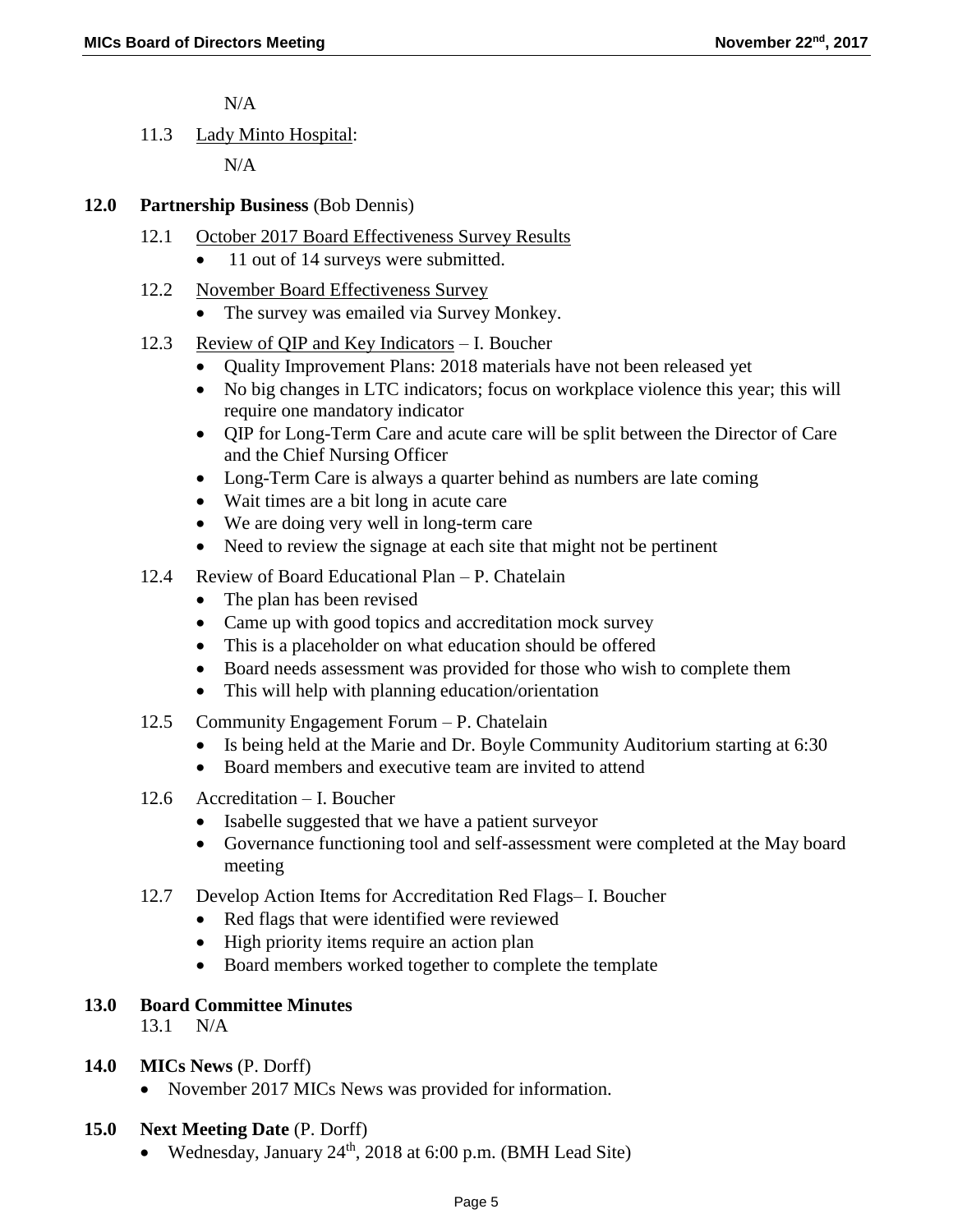N/A

11.3 Lady Minto Hospital:

N/A

**12.0 Partnership Business** (Bob Dennis)

12.1 October 2017 Board Effectiveness Survey Results

- 11 out of 14 surveys were submitted.

12.2 November Board Effectiveness Survey

- The survey was emailed via Survey Monkey.

12.3 Review of QIP and Key Indicators – I. Boucher

- Quality Improvement Plans: 2018 materials have not been released yet
- No big changes in LTC indicators; focus on workplace violence this year; this will require one mandatory indicator
- QIP for Long-Term Care and acute care will be split between the Director of Care and the Chief Nursing Officer
- Long-Term Care is always a quarter behind as numbers are late coming
- Wait times are a bit long in acute care
- We are doing very well in long-term care
- Need to review the signage at each site that might not be pertinent

12.4 Review of Board Educational Plan – P. Chatelain

- The plan has been revised
- Came up with good topics and accreditation mock survey
- This is a placeholder on what education should be offered
- Board needs assessment was provided for those who wish to complete them
- This will help with planning education/orientation

12.5 Community Engagement Forum – P. Chatelain

- Is being held at the Marie and Dr. Boyle Community Auditorium starting at 6:30
- Board members and executive team are invited to attend

12.6 Accreditation – I. Boucher

- Isabelle suggested that we have a patient surveyor
- Governance functioning tool and self-assessment were completed at the May board meeting

12.7 Develop Action Items for Accreditation Red Flags– I. Boucher

- Red flags that were identified were reviewed
- High priority items require an action plan
- Board members worked together to complete the template

**13.0 Board Committee Minutes**

13.1 N/A

**14.0 MICs News** (P. Dorff)

- November 2017 MICs News was provided for information.

**15.0 Next Meeting Date** (P. Dorff)

- Wednesday, January 24th, 2018 at 6:00 p.m. (BMH Lead Site)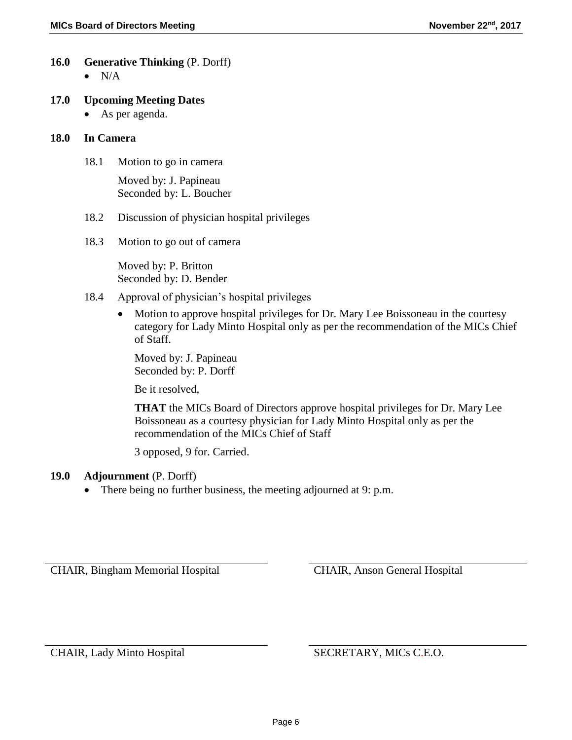## 16.0 Generative Thinking (P. Dorff)

- N/A

## 17.0 Upcoming Meeting Dates

- As per agenda.

## 18.0 In Camera

18.1 Motion to go in camera

Moved by: J. Papineau
Seconded by: L. Boucher

18.2 Discussion of physician hospital privileges

18.3 Motion to go out of camera

Moved by: P. Britton
Seconded by: D. Bender

18.4 Approval of physician's hospital privileges

- Motion to approve hospital privileges for Dr. Mary Lee Boissoneau in the courtesy category for Lady Minto Hospital only as per the recommendation of the MICs Chief of Staff.

  Moved by: J. Papineau
  Seconded by: P. Dorff

  Be it resolved,

  **THAT** the MICs Board of Directors approve hospital privileges for Dr. Mary Lee Boissoneau as a courtesy physician for Lady Minto Hospital only as per the recommendation of the MICs Chief of Staff

  3 opposed, 9 for. Carried.

## 19.0 Adjournment (P. Dorff)

- There being no further business, the meeting adjourned at 9: p.m.

CHAIR, Bingham Memorial Hospital

CHAIR, Anson General Hospital

CHAIR, Lady Minto Hospital

SECRETARY, MICs C.E.O.